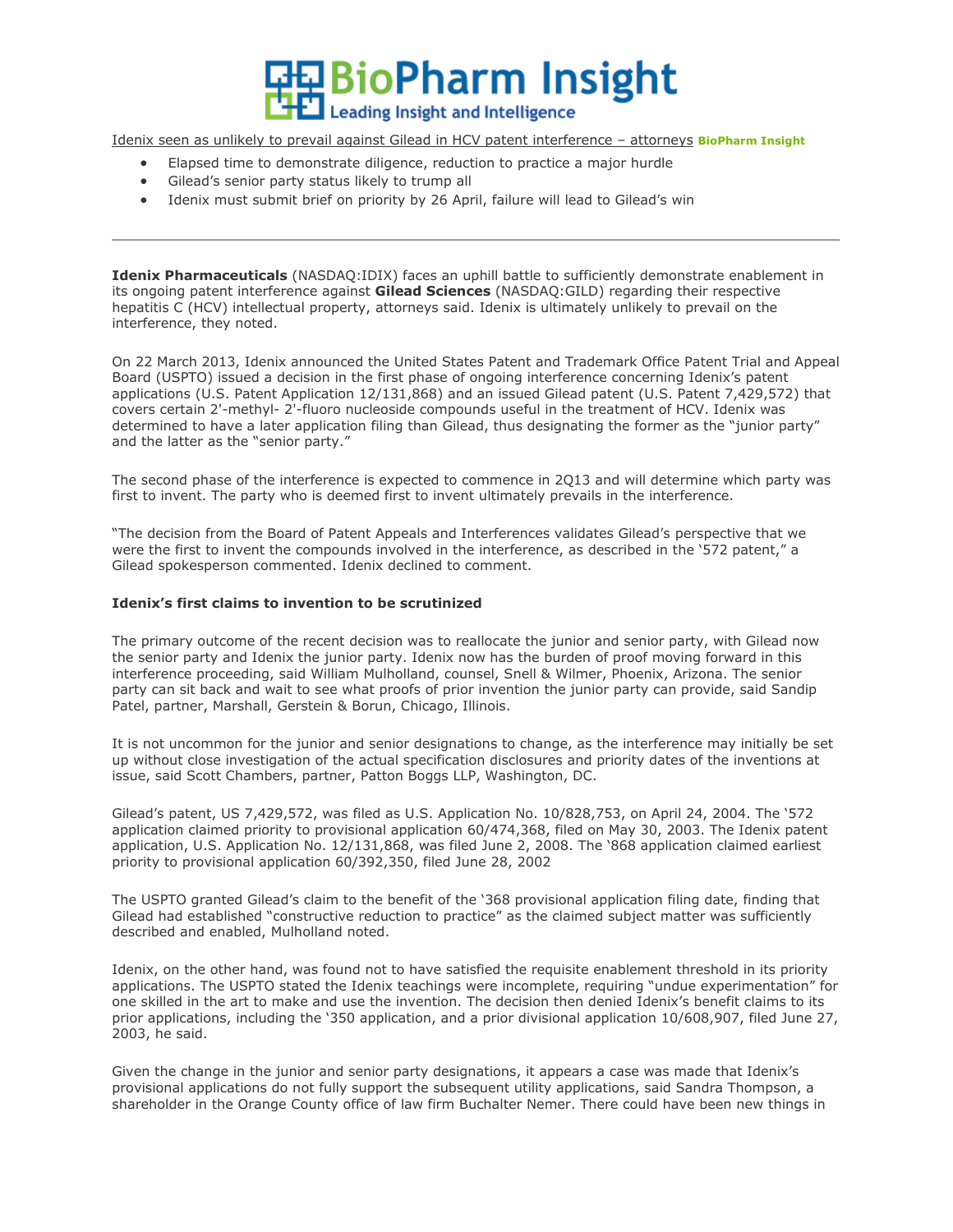# BioPharm Insight

Leading Insight and Intelligence

Idenix seen as unlikely to prevail against Gilead in HCV patent interference – attorneys **BioPharm Insight**

- Elapsed time to demonstrate diligence, reduction to practice a major hurdle
- Gilead's senior party status likely to trump all
- Idenix must submit brief on priority by 26 April, failure will lead to Gilead's win

---

**Idenix Pharmaceuticals** (NASDAQ:IDIX) faces an uphill battle to sufficiently demonstrate enablement in its ongoing patent interference against **Gilead Sciences** (NASDAQ:GILD) regarding their respective hepatitis C (HCV) intellectual property, attorneys said. Idenix is ultimately unlikely to prevail on the interference, they noted.

On 22 March 2013, Idenix announced the United States Patent and Trademark Office Patent Trial and Appeal Board (USPTO) issued a decision in the first phase of ongoing interference concerning Idenix's patent applications (U.S. Patent Application 12/131,868) and an issued Gilead patent (U.S. Patent 7,429,572) that covers certain 2'-methyl- 2'-fluoro nucleoside compounds useful in the treatment of HCV. Idenix was determined to have a later application filing than Gilead, thus designating the former as the "junior party" and the latter as the "senior party."

The second phase of the interference is expected to commence in 2Q13 and will determine which party was first to invent. The party who is deemed first to invent ultimately prevails in the interference.

"The decision from the Board of Patent Appeals and Interferences validates Gilead's perspective that we were the first to invent the compounds involved in the interference, as described in the '572 patent," a Gilead spokesperson commented. Idenix declined to comment.

### Idenix's first claims to invention to be scrutinized

The primary outcome of the recent decision was to reallocate the junior and senior party, with Gilead now the senior party and Idenix the junior party. Idenix now has the burden of proof moving forward in this interference proceeding, said William Mulholland, counsel, Snell & Wilmer, Phoenix, Arizona. The senior party can sit back and wait to see what proofs of prior invention the junior party can provide, said Sandip Patel, partner, Marshall, Gerstein & Borun, Chicago, Illinois.

It is not uncommon for the junior and senior designations to change, as the interference may initially be set up without close investigation of the actual specification disclosures and priority dates of the inventions at issue, said Scott Chambers, partner, Patton Boggs LLP, Washington, DC.

Gilead's patent, US 7,429,572, was filed as U.S. Application No. 10/828,753, on April 24, 2004. The '572 application claimed priority to provisional application 60/474,368, filed on May 30, 2003. The Idenix patent application, U.S. Application No. 12/131,868, was filed June 2, 2008. The '868 application claimed earliest priority to provisional application 60/392,350, filed June 28, 2002

The USPTO granted Gilead's claim to the benefit of the '368 provisional application filing date, finding that Gilead had established "constructive reduction to practice" as the claimed subject matter was sufficiently described and enabled, Mulholland noted.

Idenix, on the other hand, was found not to have satisfied the requisite enablement threshold in its priority applications. The USPTO stated the Idenix teachings were incomplete, requiring "undue experimentation" for one skilled in the art to make and use the invention. The decision then denied Idenix's benefit claims to its prior applications, including the '350 application, and a prior divisional application 10/608,907, filed June 27, 2003, he said.

Given the change in the junior and senior party designations, it appears a case was made that Idenix's provisional applications do not fully support the subsequent utility applications, said Sandra Thompson, a shareholder in the Orange County office of law firm Buchalter Nemer. There could have been new things in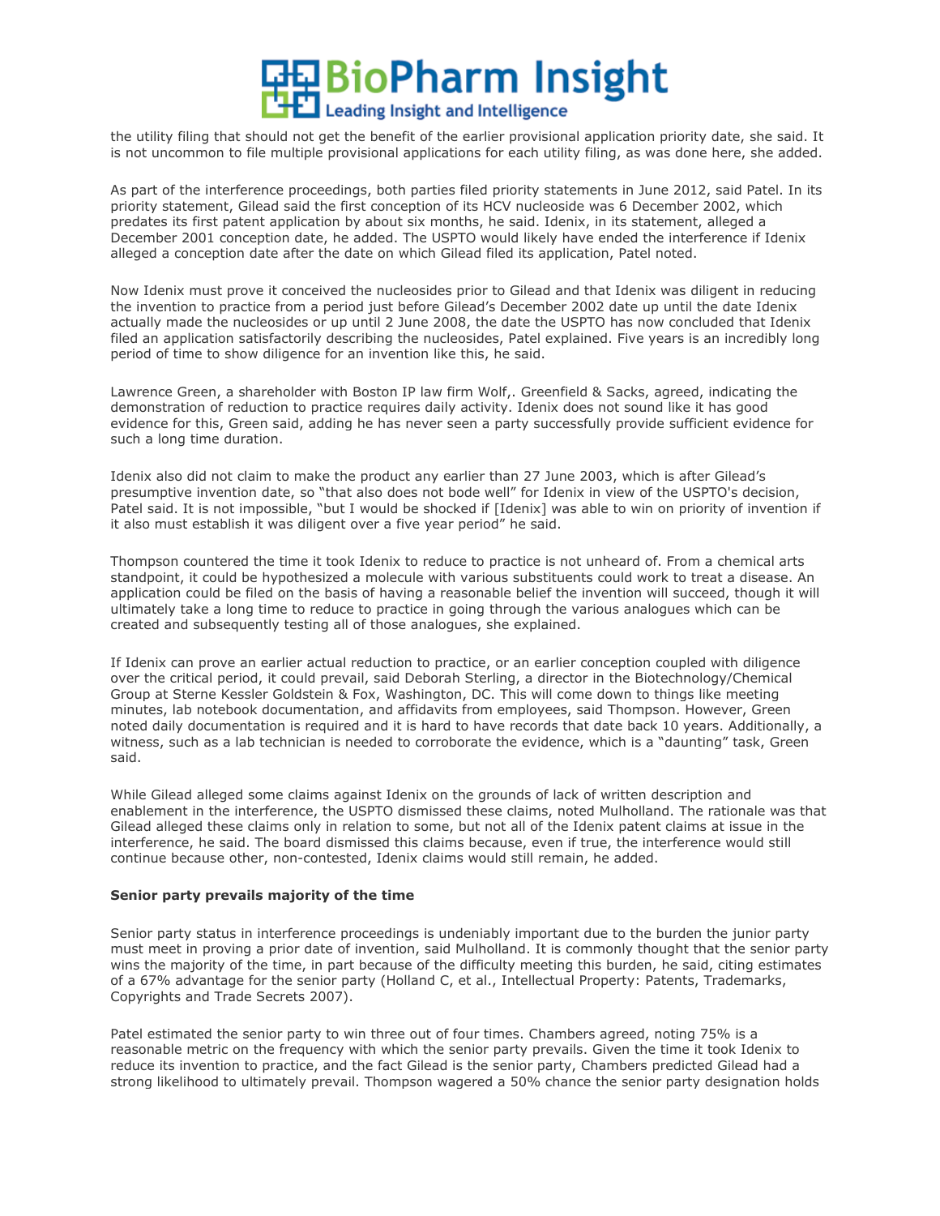the utility filing that should not get the benefit of the earlier provisional application priority date, she said. It is not uncommon to file multiple provisional applications for each utility filing, as was done here, she added.

As part of the interference proceedings, both parties filed priority statements in June 2012, said Patel. In its priority statement, Gilead said the first conception of its HCV nucleoside was 6 December 2002, which predates its first patent application by about six months, he said. Idenix, in its statement, alleged a December 2001 conception date, he added. The USPTO would likely have ended the interference if Idenix alleged a conception date after the date on which Gilead filed its application, Patel noted.

Now Idenix must prove it conceived the nucleosides prior to Gilead and that Idenix was diligent in reducing the invention to practice from a period just before Gilead's December 2002 date up until the date Idenix actually made the nucleosides or up until 2 June 2008, the date the USPTO has now concluded that Idenix filed an application satisfactorily describing the nucleosides, Patel explained. Five years is an incredibly long period of time to show diligence for an invention like this, he said.

Lawrence Green, a shareholder with Boston IP law firm Wolf,. Greenfield & Sacks, agreed, indicating the demonstration of reduction to practice requires daily activity. Idenix does not sound like it has good evidence for this, Green said, adding he has never seen a party successfully provide sufficient evidence for such a long time duration.

Idenix also did not claim to make the product any earlier than 27 June 2003, which is after Gilead's presumptive invention date, so "that also does not bode well" for Idenix in view of the USPTO's decision, Patel said. It is not impossible, "but I would be shocked if [Idenix] was able to win on priority of invention if it also must establish it was diligent over a five year period" he said.

Thompson countered the time it took Idenix to reduce to practice is not unheard of. From a chemical arts standpoint, it could be hypothesized a molecule with various substituents could work to treat a disease. An application could be filed on the basis of having a reasonable belief the invention will succeed, though it will ultimately take a long time to reduce to practice in going through the various analogues which can be created and subsequently testing all of those analogues, she explained.

If Idenix can prove an earlier actual reduction to practice, or an earlier conception coupled with diligence over the critical period, it could prevail, said Deborah Sterling, a director in the Biotechnology/Chemical Group at Sterne Kessler Goldstein & Fox, Washington, DC. This will come down to things like meeting minutes, lab notebook documentation, and affidavits from employees, said Thompson. However, Green noted daily documentation is required and it is hard to have records that date back 10 years. Additionally, a witness, such as a lab technician is needed to corroborate the evidence, which is a "daunting" task, Green said.

While Gilead alleged some claims against Idenix on the grounds of lack of written description and enablement in the interference, the USPTO dismissed these claims, noted Mulholland. The rationale was that Gilead alleged these claims only in relation to some, but not all of the Idenix patent claims at issue in the interference, he said. The board dismissed this claims because, even if true, the interference would still continue because other, non-contested, Idenix claims would still remain, he added.

**Senior party prevails majority of the time**

Senior party status in interference proceedings is undeniably important due to the burden the junior party must meet in proving a prior date of invention, said Mulholland. It is commonly thought that the senior party wins the majority of the time, in part because of the difficulty meeting this burden, he said, citing estimates of a 67% advantage for the senior party (Holland C, et al., Intellectual Property: Patents, Trademarks, Copyrights and Trade Secrets 2007).

Patel estimated the senior party to win three out of four times. Chambers agreed, noting 75% is a reasonable metric on the frequency with which the senior party prevails. Given the time it took Idenix to reduce its invention to practice, and the fact Gilead is the senior party, Chambers predicted Gilead had a strong likelihood to ultimately prevail. Thompson wagered a 50% chance the senior party designation holds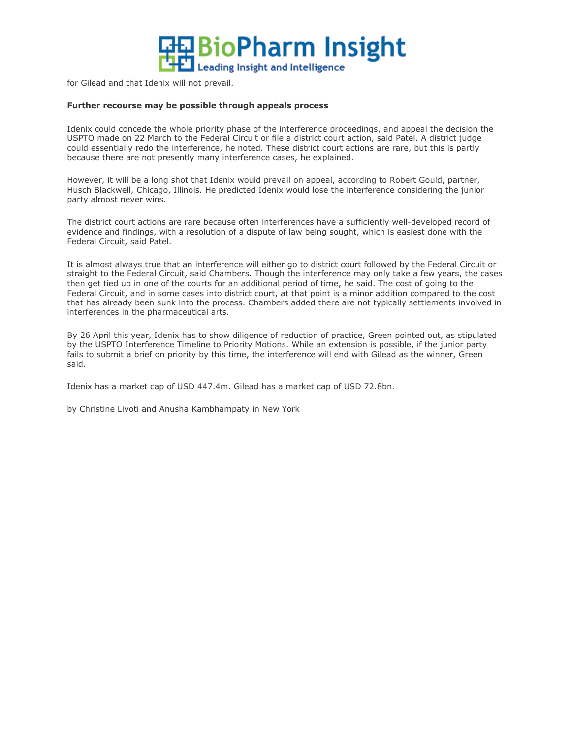for Gilead and that Idenix will not prevail.

**Further recourse may be possible through appeals process**

Idenix could concede the whole priority phase of the interference proceedings, and appeal the decision the USPTO made on 22 March to the Federal Circuit or file a district court action, said Patel. A district judge could essentially redo the interference, he noted. These district court actions are rare, but this is partly because there are not presently many interference cases, he explained.

However, it will be a long shot that Idenix would prevail on appeal, according to Robert Gould, partner, Husch Blackwell, Chicago, Illinois. He predicted Idenix would lose the interference considering the junior party almost never wins.

The district court actions are rare because often interferences have a sufficiently well-developed record of evidence and findings, with a resolution of a dispute of law being sought, which is easiest done with the Federal Circuit, said Patel.

It is almost always true that an interference will either go to district court followed by the Federal Circuit or straight to the Federal Circuit, said Chambers. Though the interference may only take a few years, the cases then get tied up in one of the courts for an additional period of time, he said. The cost of going to the Federal Circuit, and in some cases into district court, at that point is a minor addition compared to the cost that has already been sunk into the process. Chambers added there are not typically settlements involved in interferences in the pharmaceutical arts.

By 26 April this year, Idenix has to show diligence of reduction of practice, Green pointed out, as stipulated by the USPTO Interference Timeline to Priority Motions. While an extension is possible, if the junior party fails to submit a brief on priority by this time, the interference will end with Gilead as the winner, Green said.

Idenix has a market cap of USD 447.4m. Gilead has a market cap of USD 72.8bn.

by Christine Livoti and Anusha Kambhampaty in New York